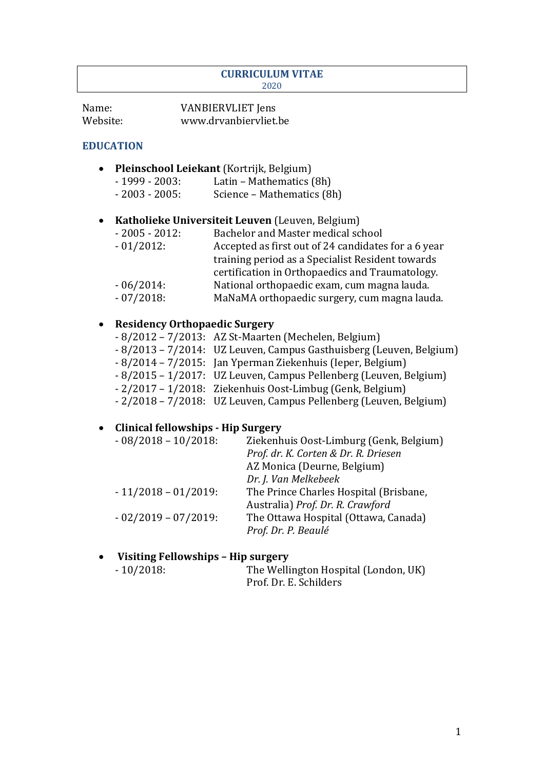# CURRICULUM VITAE

2020

Name: VANBIERVLIET Jens
Website: www.drvanbiervliet.be

## EDUCATION

- **Pleinschool Leiekant** (Kortrijk, Belgium)
  - 1999 - 2003: Latin – Mathematics (8h)
  - 2003 - 2005: Science – Mathematics (8h)

- **Katholieke Universiteit Leuven** (Leuven, Belgium)
  - 2005 - 2012: Bachelor and Master medical school
  - 01/2012: Accepted as first out of 24 candidates for a 6 year training period as a Specialist Resident towards certification in Orthopaedics and Traumatology.
  - 06/2014: National orthopaedic exam, cum magna lauda.
  - 07/2018: MaNaMA orthopaedic surgery, cum magna lauda.

- **Residency Orthopaedic Surgery**
  - 8/2012 – 7/2013: AZ St-Maarten (Mechelen, Belgium)
  - 8/2013 – 7/2014: UZ Leuven, Campus Gasthuisberg (Leuven, Belgium)
  - 8/2014 – 7/2015: Jan Yperman Ziekenhuis (Ieper, Belgium)
  - 8/2015 – 1/2017: UZ Leuven, Campus Pellenberg (Leuven, Belgium)
  - 2/2017 – 1/2018: Ziekenhuis Oost-Limbug (Genk, Belgium)
  - 2/2018 – 7/2018: UZ Leuven, Campus Pellenberg (Leuven, Belgium)

- **Clinical fellowships - Hip Surgery**
  - 08/2018 – 10/2018: Ziekenhuis Oost-Limburg (Genk, Belgium) *Prof. dr. K. Corten & Dr. R. Driesen*
    AZ Monica (Deurne, Belgium) *Dr. J. Van Melkebeek*
  - 11/2018 – 01/2019: The Prince Charles Hospital (Brisbane, Australia) *Prof. Dr. R. Crawford*
  - 02/2019 – 07/2019: The Ottawa Hospital (Ottawa, Canada) *Prof. Dr. P. Beaulé*

- **Visiting Fellowships – Hip surgery**
  - 10/2018: The Wellington Hospital (London, UK) Prof. Dr. E. Schilders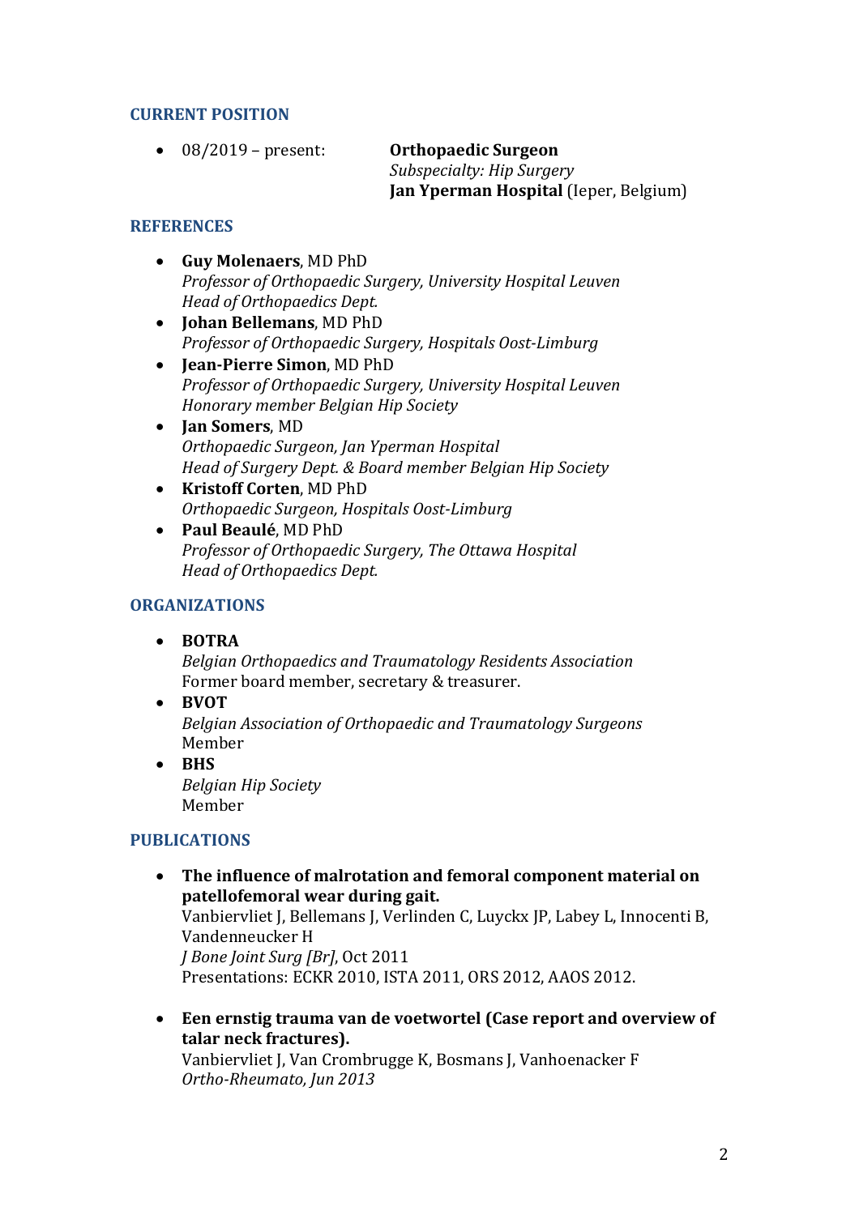## CURRENT POSITION

- 08/2019 – present: **Orthopaedic Surgeon**
  *Subspecialty: Hip Surgery*
  **Jan Yperman Hospital** (Ieper, Belgium)

## REFERENCES

- **Guy Molenaers**, MD PhD
  *Professor of Orthopaedic Surgery, University Hospital Leuven*
  *Head of Orthopaedics Dept.*
- **Johan Bellemans**, MD PhD
  *Professor of Orthopaedic Surgery, Hospitals Oost-Limburg*
- **Jean-Pierre Simon**, MD PhD
  *Professor of Orthopaedic Surgery, University Hospital Leuven*
  *Honorary member Belgian Hip Society*
- **Jan Somers**, MD
  *Orthopaedic Surgeon, Jan Yperman Hospital*
  *Head of Surgery Dept. & Board member Belgian Hip Society*
- **Kristoff Corten**, MD PhD
  *Orthopaedic Surgeon, Hospitals Oost-Limburg*
- **Paul Beaulé**, MD PhD
  *Professor of Orthopaedic Surgery, The Ottawa Hospital*
  *Head of Orthopaedics Dept.*

## ORGANIZATIONS

- **BOTRA**
  *Belgian Orthopaedics and Traumatology Residents Association*
  Former board member, secretary & treasurer.
- **BVOT**
  *Belgian Association of Orthopaedic and Traumatology Surgeons*
  Member
- **BHS**
  *Belgian Hip Society*
  Member

## PUBLICATIONS

- **The influence of malrotation and femoral component material on patellofemoral wear during gait.**
  Vanbiervliet J, Bellemans J, Verlinden C, Luyckx JP, Labey L, Innocenti B, Vandenneucker H
  *J Bone Joint Surg [Br]*, Oct 2011
  Presentations: ECKR 2010, ISTA 2011, ORS 2012, AAOS 2012.

- **Een ernstig trauma van de voetwortel (Case report and overview of talar neck fractures).**
  Vanbiervliet J, Van Crombrugge K, Bosmans J, Vanhoenacker F
  *Ortho-Rheumato, Jun 2013*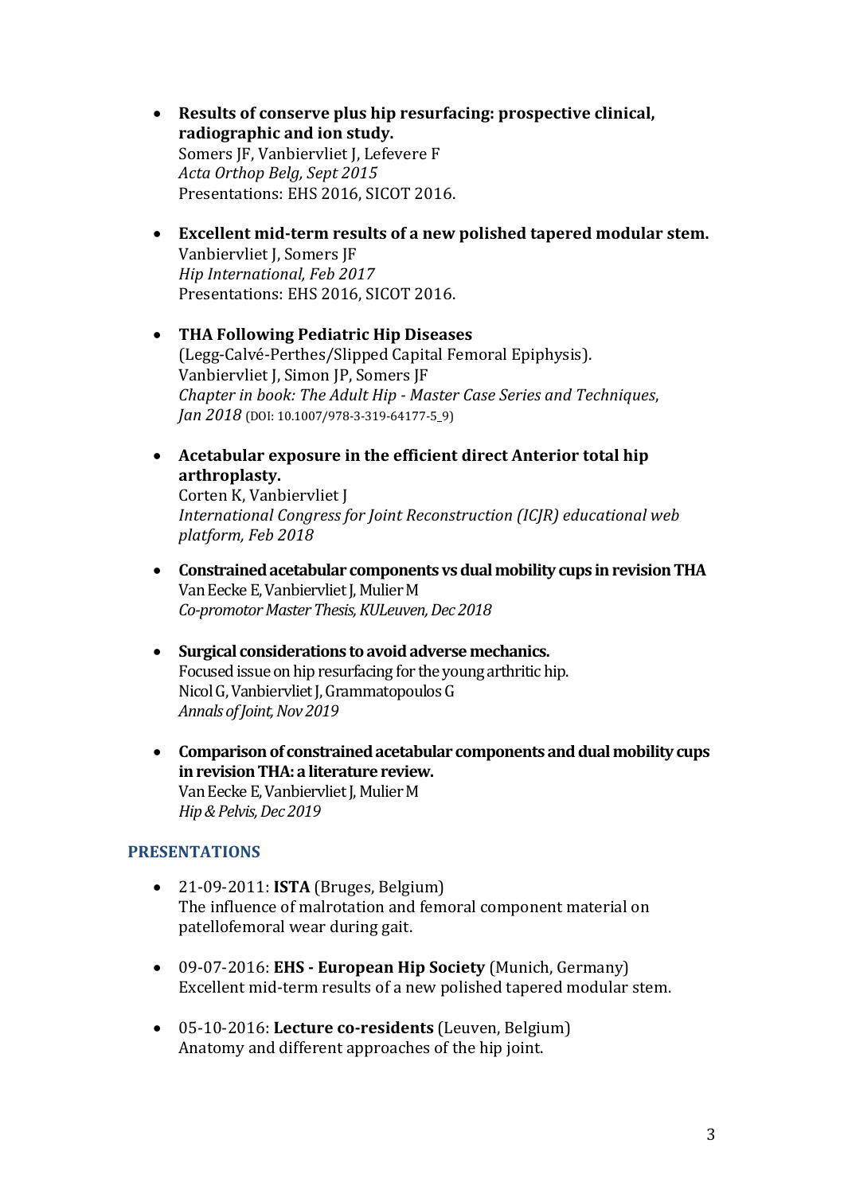- **Results of conserve plus hip resurfacing: prospective clinical, radiographic and ion study.**
  Somers JF, Vanbiervliet J, Lefevere F
  *Acta Orthop Belg, Sept 2015*
  Presentations: EHS 2016, SICOT 2016.

- **Excellent mid-term results of a new polished tapered modular stem.**
  Vanbiervliet J, Somers JF
  *Hip International, Feb 2017*
  Presentations: EHS 2016, SICOT 2016.

- **THA Following Pediatric Hip Diseases**
  (Legg-Calvé-Perthes/Slipped Capital Femoral Epiphysis).
  Vanbiervliet J, Simon JP, Somers JF
  *Chapter in book: The Adult Hip - Master Case Series and Techniques*, *Jan 2018* (DOI: 10.1007/978-3-319-64177-5_9)

- **Acetabular exposure in the efficient direct Anterior total hip arthroplasty.**
  Corten K, Vanbiervliet J
  *International Congress for Joint Reconstruction (ICJR) educational web platform, Feb 2018*

- **Constrained acetabular components vs dual mobility cups in revision THA**
  Van Eecke E, Vanbiervliet J, Mulier M
  *Co-promotor Master Thesis, KULeuven, Dec 2018*

- **Surgical considerations to avoid adverse mechanics.**
  Focused issue on hip resurfacing for the young arthritic hip.
  Nicol G, Vanbiervliet J, Grammatopoulos G
  *Annals of Joint, Nov 2019*

- **Comparison of constrained acetabular components and dual mobility cups in revision THA: a literature review.**
  Van Eecke E, Vanbiervliet J, Mulier M
  *Hip & Pelvis, Dec 2019*

## PRESENTATIONS

- 21-09-2011: **ISTA** (Bruges, Belgium)
  The influence of malrotation and femoral component material on patellofemoral wear during gait.

- 09-07-2016: **EHS - European Hip Society** (Munich, Germany)
  Excellent mid-term results of a new polished tapered modular stem.

- 05-10-2016: **Lecture co-residents** (Leuven, Belgium)
  Anatomy and different approaches of the hip joint.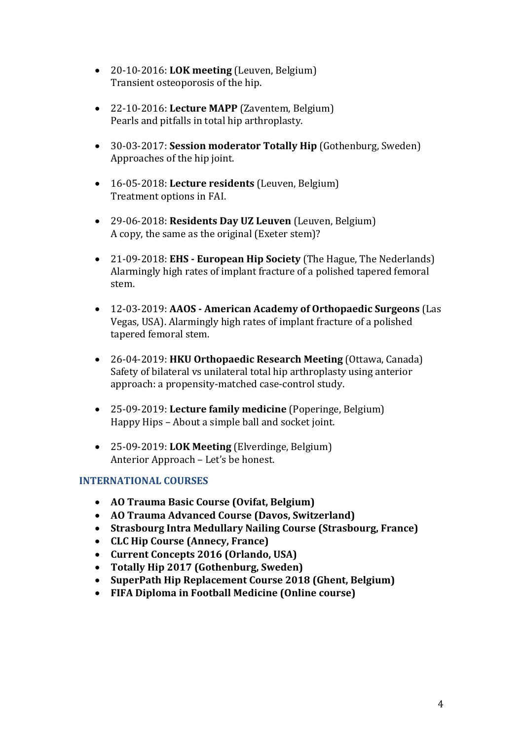- 20-10-2016: **LOK meeting** (Leuven, Belgium)
  Transient osteoporosis of the hip.

- 22-10-2016: **Lecture MAPP** (Zaventem, Belgium)
  Pearls and pitfalls in total hip arthroplasty.

- 30-03-2017: **Session moderator Totally Hip** (Gothenburg, Sweden)
  Approaches of the hip joint.

- 16-05-2018: **Lecture residents** (Leuven, Belgium)
  Treatment options in FAI.

- 29-06-2018: **Residents Day UZ Leuven** (Leuven, Belgium)
  A copy, the same as the original (Exeter stem)?

- 21-09-2018: **EHS - European Hip Society** (The Hague, The Nederlands)
  Alarmingly high rates of implant fracture of a polished tapered femoral stem.

- 12-03-2019: **AAOS - American Academy of Orthopaedic Surgeons** (Las Vegas, USA). Alarmingly high rates of implant fracture of a polished tapered femoral stem.

- 26-04-2019: **HKU Orthopaedic Research Meeting** (Ottawa, Canada)
  Safety of bilateral vs unilateral total hip arthroplasty using anterior approach: a propensity-matched case-control study.

- 25-09-2019: **Lecture family medicine** (Poperinge, Belgium)
  Happy Hips – About a simple ball and socket joint.

- 25-09-2019: **LOK Meeting** (Elverdinge, Belgium)
  Anterior Approach – Let's be honest.

## INTERNATIONAL COURSES

- **AO Trauma Basic Course (Ovifat, Belgium)**
- **AO Trauma Advanced Course (Davos, Switzerland)**
- **Strasbourg Intra Medullary Nailing Course (Strasbourg, France)**
- **CLC Hip Course (Annecy, France)**
- **Current Concepts 2016 (Orlando, USA)**
- **Totally Hip 2017 (Gothenburg, Sweden)**
- **SuperPath Hip Replacement Course 2018 (Ghent, Belgium)**
- **FIFA Diploma in Football Medicine (Online course)**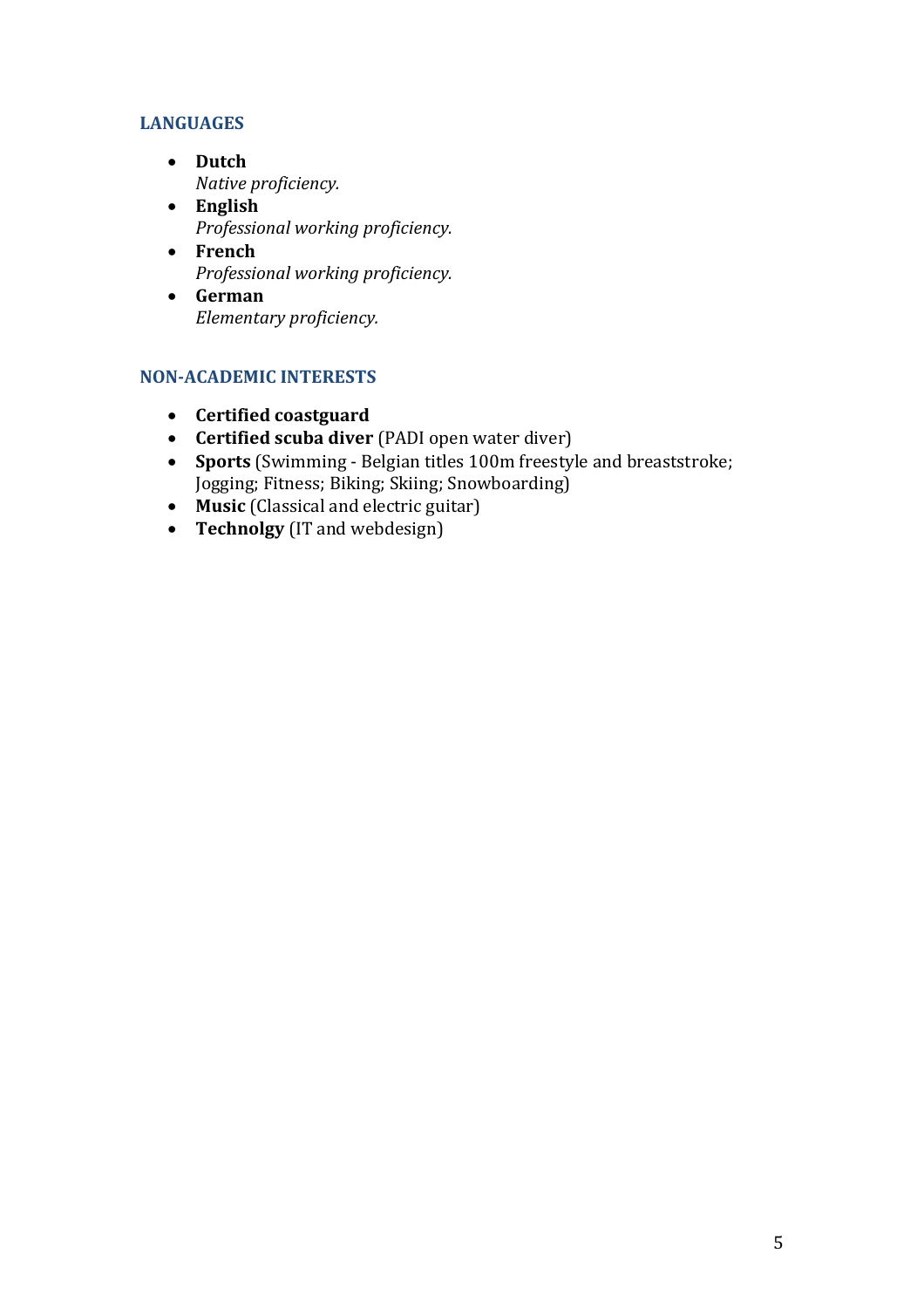## LANGUAGES

- **Dutch**
  *Native proficiency.*
- **English**
  *Professional working proficiency.*
- **French**
  *Professional working proficiency.*
- **German**
  *Elementary proficiency.*

## NON-ACADEMIC INTERESTS

- **Certified coastguard**
- **Certified scuba diver** (PADI open water diver)
- **Sports** (Swimming - Belgian titles 100m freestyle and breaststroke; Jogging; Fitness; Biking; Skiing; Snowboarding)
- **Music** (Classical and electric guitar)
- **Technolgy** (IT and webdesign)